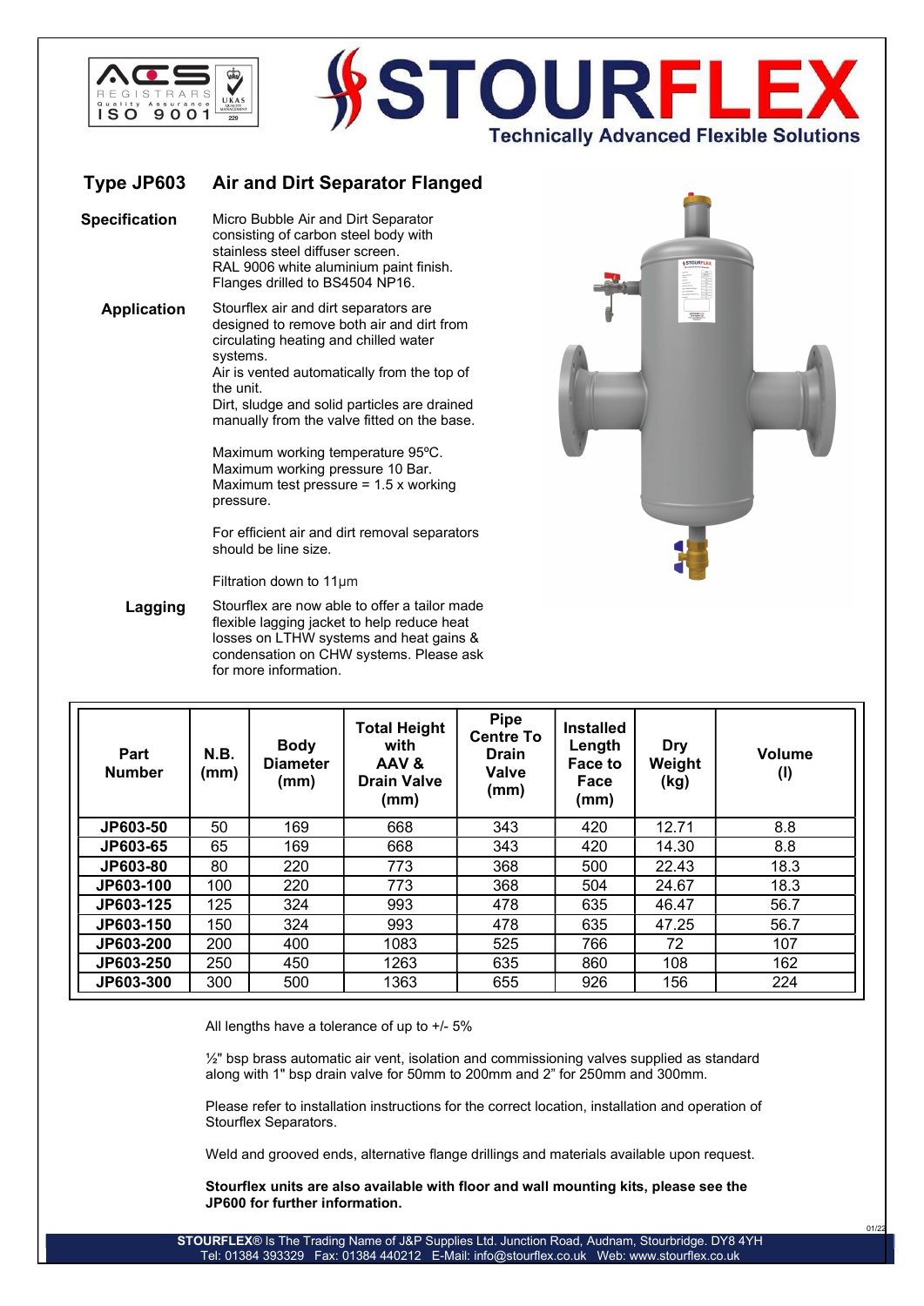# STOURFLEX

**Technically Advanced Flexible Solutions**

## Type JP603 Air and Dirt Separator Flanged

**Specification**

Micro Bubble Air and Dirt Separator consisting of carbon steel body with stainless steel diffuser screen.
RAL 9006 white aluminium paint finish.
Flanges drilled to BS4504 NP16.

**Application**

Stourflex air and dirt separators are designed to remove both air and dirt from circulating heating and chilled water systems.
Air is vented automatically from the top of the unit.
Dirt, sludge and solid particles are drained manually from the valve fitted on the base.

Maximum working temperature 95ºC.
Maximum working pressure 10 Bar.
Maximum test pressure = 1.5 x working pressure.

For efficient air and dirt removal separators should be line size.

Filtration down to 11µm

**Lagging**

Stourflex are now able to offer a tailor made flexible lagging jacket to help reduce heat losses on LTHW systems and heat gains & condensation on CHW systems. Please ask for more information.

| Part Number | N.B. (mm) | Body Diameter (mm) | Total Height with AAV & Drain Valve (mm) | Pipe Centre To Drain Valve (mm) | Installed Length Face to Face (mm) | Dry Weight (kg) | Volume (l) |
|---|---|---|---|---|---|---|---|
| JP603-50 | 50 | 169 | 668 | 343 | 420 | 12.71 | 8.8 |
| JP603-65 | 65 | 169 | 668 | 343 | 420 | 14.30 | 8.8 |
| JP603-80 | 80 | 220 | 773 | 368 | 500 | 22.43 | 18.3 |
| JP603-100 | 100 | 220 | 773 | 368 | 504 | 24.67 | 18.3 |
| JP603-125 | 125 | 324 | 993 | 478 | 635 | 46.47 | 56.7 |
| JP603-150 | 150 | 324 | 993 | 478 | 635 | 47.25 | 56.7 |
| JP603-200 | 200 | 400 | 1083 | 525 | 766 | 72 | 107 |
| JP603-250 | 250 | 450 | 1263 | 635 | 860 | 108 | 162 |
| JP603-300 | 300 | 500 | 1363 | 655 | 926 | 156 | 224 |

All lengths have a tolerance of up to +/- 5%

½" bsp brass automatic air vent, isolation and commissioning valves supplied as standard along with 1" bsp drain valve for 50mm to 200mm and 2" for 250mm and 300mm.

Please refer to installation instructions for the correct location, installation and operation of Stourflex Separators.

Weld and grooved ends, alternative flange drillings and materials available upon request.

**Stourflex units are also available with floor and wall mounting kits, please see the JP600 for further information.**

**STOURFLEX**® Is The Trading Name of J&P Supplies Ltd. Junction Road, Audnam, Stourbridge. DY8 4YH
Tel: 01384 393329 Fax: 01384 440212 E-Mail: info@stourflex.co.uk Web: www.stourflex.co.uk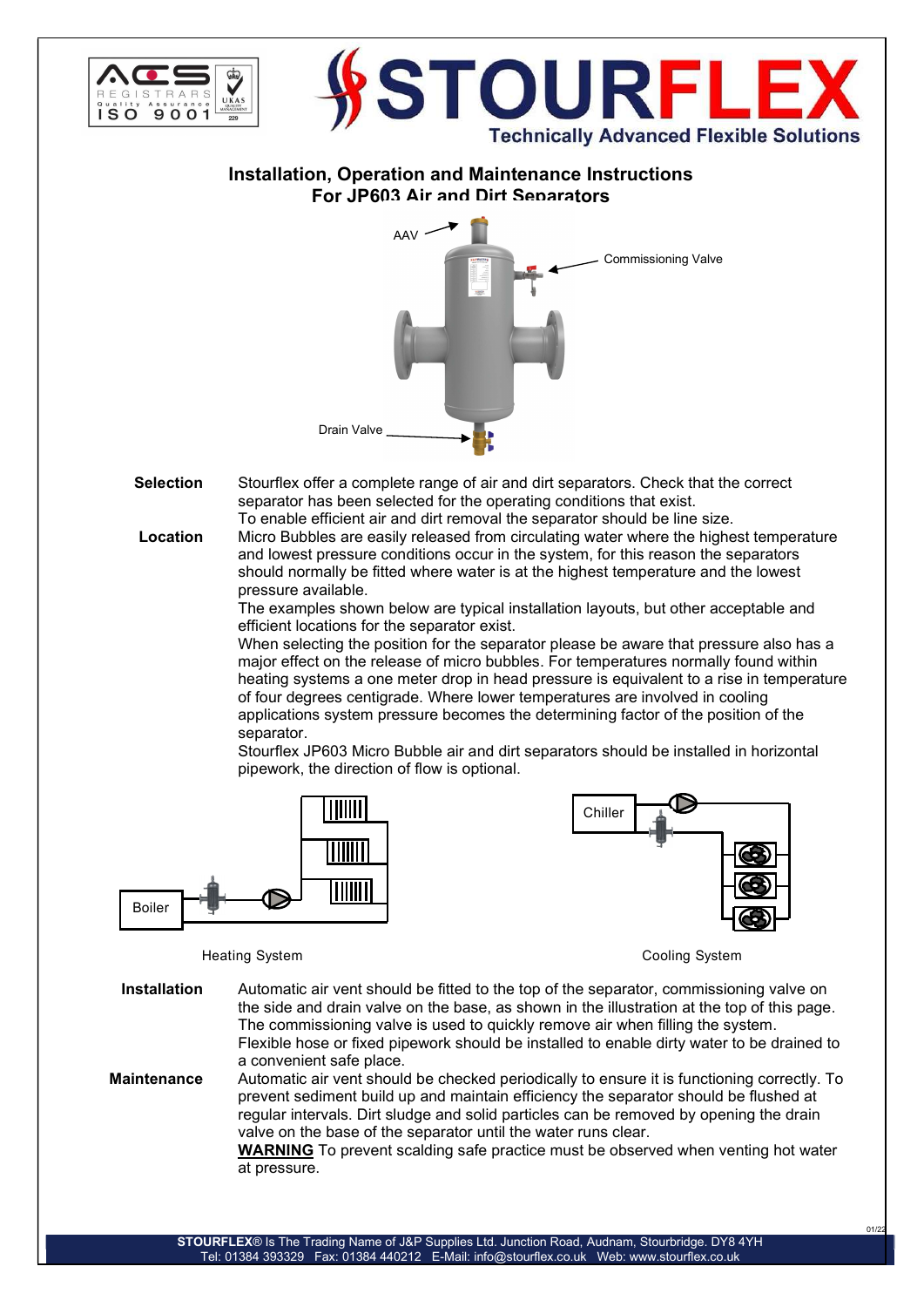# Installation, Operation and Maintenance Instructions For JP603 Air and Dirt Separators

AAV

Commissioning Valve

Drain Valve

**Selection**

Stourflex offer a complete range of air and dirt separators. Check that the correct separator has been selected for the operating conditions that exist.
To enable efficient air and dirt removal the separator should be line size.

**Location**

Micro Bubbles are easily released from circulating water where the highest temperature and lowest pressure conditions occur in the system, for this reason the separators should normally be fitted where water is at the highest temperature and the lowest pressure available.
The examples shown below are typical installation layouts, but other acceptable and efficient locations for the separator exist.
When selecting the position for the separator please be aware that pressure also has a major effect on the release of micro bubbles. For temperatures normally found within heating systems a one meter drop in head pressure is equivalent to a rise in temperature of four degrees centigrade. Where lower temperatures are involved in cooling applications system pressure becomes the determining factor of the position of the separator.
Stourflex JP603 Micro Bubble air and dirt separators should be installed in horizontal pipework, the direction of flow is optional.

Boiler

Heating System

Chiller

Cooling System

**Installation**

Automatic air vent should be fitted to the top of the separator, commissioning valve on the side and drain valve on the base, as shown in the illustration at the top of this page.
The commissioning valve is used to quickly remove air when filling the system.
Flexible hose or fixed pipework should be installed to enable dirty water to be drained to a convenient safe place.

**Maintenance**

Automatic air vent should be checked periodically to ensure it is functioning correctly. To prevent sediment build up and maintain efficiency the separator should be flushed at regular intervals. Dirt sludge and solid particles can be removed by opening the drain valve on the base of the separator until the water runs clear.
**WARNING** To prevent scalding safe practice must be observed when venting hot water at pressure.

01/22

**STOURFLEX**® Is The Trading Name of J&P Supplies Ltd. Junction Road, Audnam, Stourbridge. DY8 4YH
Tel: 01384 393329 Fax: 01384 440212 E-Mail: info@stourflex.co.uk Web: www.stourflex.co.uk